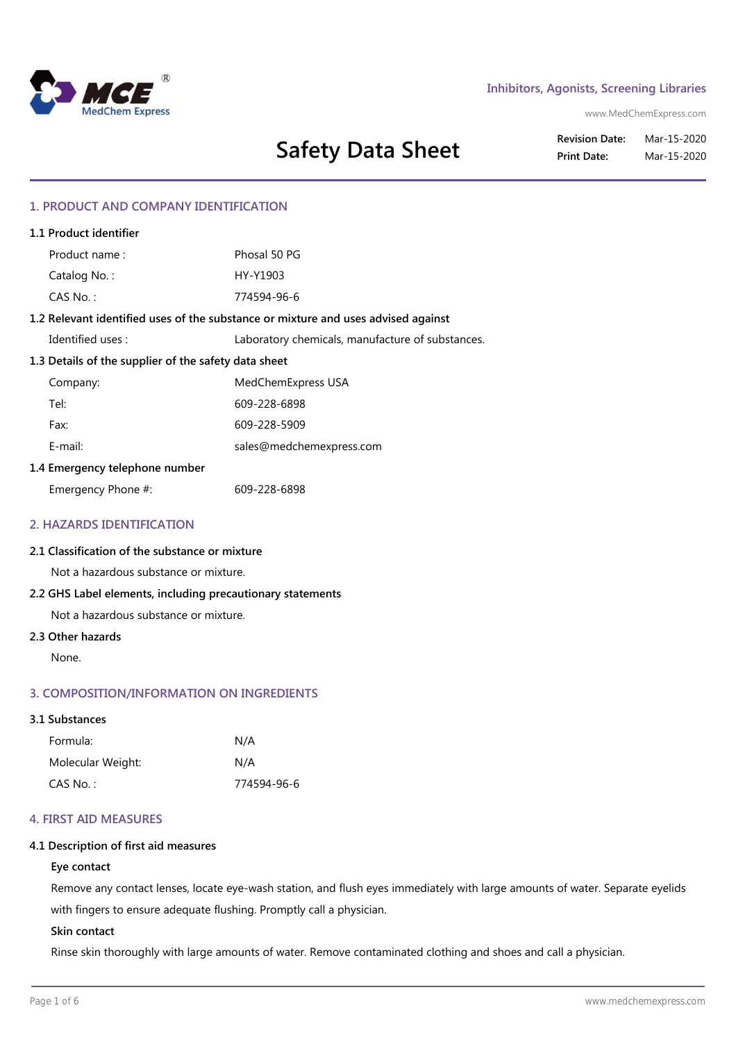# Safety Data Sheet

**Revision Date:** Mar-15-2020
**Print Date:** Mar-15-2020

## 1. PRODUCT AND COMPANY IDENTIFICATION

### 1.1 Product identifier

| | |
|---|---|
| Product name : | Phosal 50 PG |
| Catalog No. : | HY-Y1903 |
| CAS No. : | 774594-96-6 |

### 1.2 Relevant identified uses of the substance or mixture and uses advised against

| | |
|---|---|
| Identified uses : | Laboratory chemicals, manufacture of substances. |

### 1.3 Details of the supplier of the safety data sheet

| | |
|---|---|
| Company: | MedChemExpress USA |
| Tel: | 609-228-6898 |
| Fax: | 609-228-5909 |
| E-mail: | sales@medchemexpress.com |

### 1.4 Emergency telephone number

| | |
|---|---|
| Emergency Phone #: | 609-228-6898 |

## 2. HAZARDS IDENTIFICATION

### 2.1 Classification of the substance or mixture

Not a hazardous substance or mixture.

### 2.2 GHS Label elements, including precautionary statements

Not a hazardous substance or mixture.

### 2.3 Other hazards

None.

## 3. COMPOSITION/INFORMATION ON INGREDIENTS

### 3.1 Substances

| | |
|---|---|
| Formula: | N/A |
| Molecular Weight: | N/A |
| CAS No. : | 774594-96-6 |

## 4. FIRST AID MEASURES

### 4.1 Description of first aid measures

**Eye contact**

Remove any contact lenses, locate eye-wash station, and flush eyes immediately with large amounts of water. Separate eyelids with fingers to ensure adequate flushing. Promptly call a physician.

**Skin contact**

Rinse skin thoroughly with large amounts of water. Remove contaminated clothing and shoes and call a physician.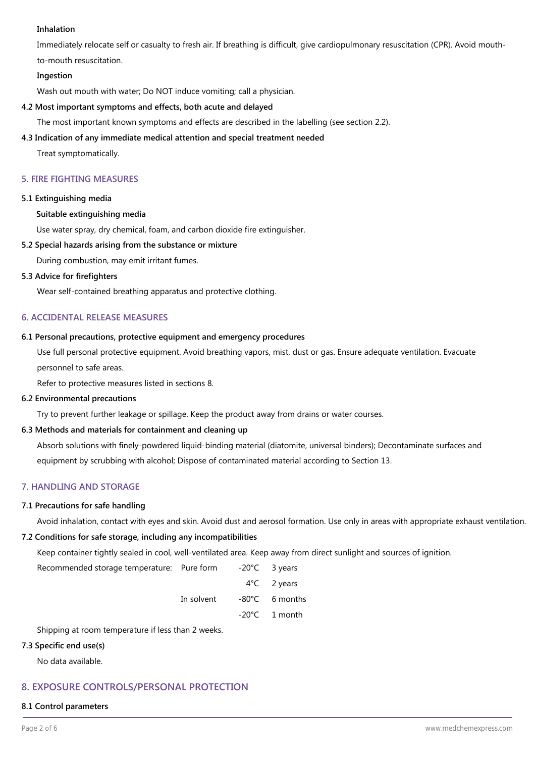**Inhalation**

Immediately relocate self or casualty to fresh air. If breathing is difficult, give cardiopulmonary resuscitation (CPR). Avoid mouth-to-mouth resuscitation.

**Ingestion**

Wash out mouth with water; Do NOT induce vomiting; call a physician.

### 4.2 Most important symptoms and effects, both acute and delayed

The most important known symptoms and effects are described in the labelling (see section 2.2).

### 4.3 Indication of any immediate medical attention and special treatment needed

Treat symptomatically.

## 5. FIRE FIGHTING MEASURES

### 5.1 Extinguishing media

**Suitable extinguishing media**

Use water spray, dry chemical, foam, and carbon dioxide fire extinguisher.

### 5.2 Special hazards arising from the substance or mixture

During combustion, may emit irritant fumes.

### 5.3 Advice for firefighters

Wear self-contained breathing apparatus and protective clothing.

## 6. ACCIDENTAL RELEASE MEASURES

### 6.1 Personal precautions, protective equipment and emergency procedures

Use full personal protective equipment. Avoid breathing vapors, mist, dust or gas. Ensure adequate ventilation. Evacuate personnel to safe areas.

Refer to protective measures listed in sections 8.

### 6.2 Environmental precautions

Try to prevent further leakage or spillage. Keep the product away from drains or water courses.

### 6.3 Methods and materials for containment and cleaning up

Absorb solutions with finely-powdered liquid-binding material (diatomite, universal binders); Decontaminate surfaces and equipment by scrubbing with alcohol; Dispose of contaminated material according to Section 13.

## 7. HANDLING AND STORAGE

### 7.1 Precautions for safe handling

Avoid inhalation, contact with eyes and skin. Avoid dust and aerosol formation. Use only in areas with appropriate exhaust ventilation.

### 7.2 Conditions for safe storage, including any incompatibilities

Keep container tightly sealed in cool, well-ventilated area. Keep away from direct sunlight and sources of ignition.

| Recommended storage temperature: | Pure form | -20°C | 3 years |
|---|---|---|---|
| | | 4°C | 2 years |
| | In solvent | -80°C | 6 months |
| | | -20°C | 1 month |

Shipping at room temperature if less than 2 weeks.

### 7.3 Specific end use(s)

No data available.

## 8. EXPOSURE CONTROLS/PERSONAL PROTECTION

### 8.1 Control parameters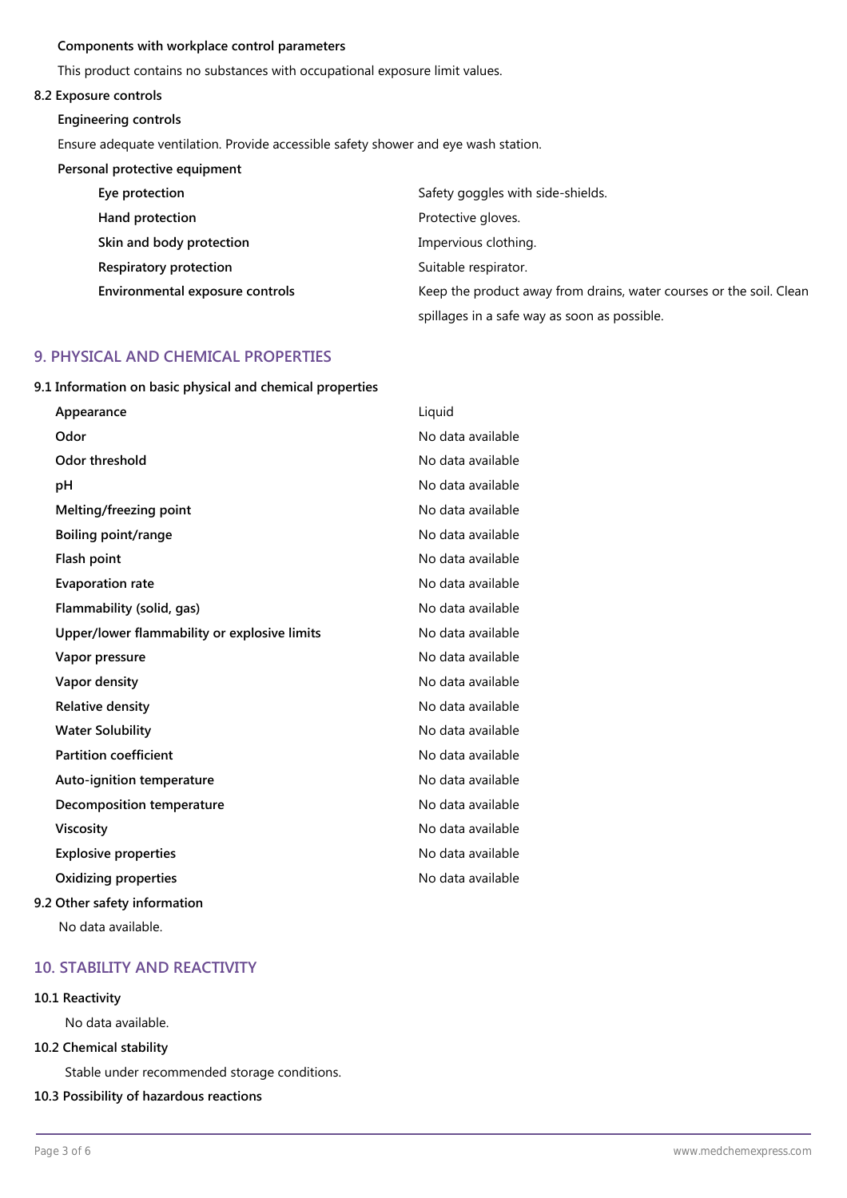**Components with workplace control parameters**

This product contains no substances with occupational exposure limit values.

**8.2 Exposure controls**

**Engineering controls**

Ensure adequate ventilation. Provide accessible safety shower and eye wash station.

**Personal protective equipment**

| | |
|---|---|
| **Eye protection** | Safety goggles with side-shields. |
| **Hand protection** | Protective gloves. |
| **Skin and body protection** | Impervious clothing. |
| **Respiratory protection** | Suitable respirator. |
| **Environmental exposure controls** | Keep the product away from drains, water courses or the soil. Clean spillages in a safe way as soon as possible. |

## 9. PHYSICAL AND CHEMICAL PROPERTIES

**9.1 Information on basic physical and chemical properties**

| | |
|---|---|
| **Appearance** | Liquid |
| **Odor** | No data available |
| **Odor threshold** | No data available |
| **pH** | No data available |
| **Melting/freezing point** | No data available |
| **Boiling point/range** | No data available |
| **Flash point** | No data available |
| **Evaporation rate** | No data available |
| **Flammability (solid, gas)** | No data available |
| **Upper/lower flammability or explosive limits** | No data available |
| **Vapor pressure** | No data available |
| **Vapor density** | No data available |
| **Relative density** | No data available |
| **Water Solubility** | No data available |
| **Partition coefficient** | No data available |
| **Auto-ignition temperature** | No data available |
| **Decomposition temperature** | No data available |
| **Viscosity** | No data available |
| **Explosive properties** | No data available |
| **Oxidizing properties** | No data available |

**9.2 Other safety information**

No data available.

## 10. STABILITY AND REACTIVITY

**10.1 Reactivity**

No data available.

**10.2 Chemical stability**

Stable under recommended storage conditions.

**10.3 Possibility of hazardous reactions**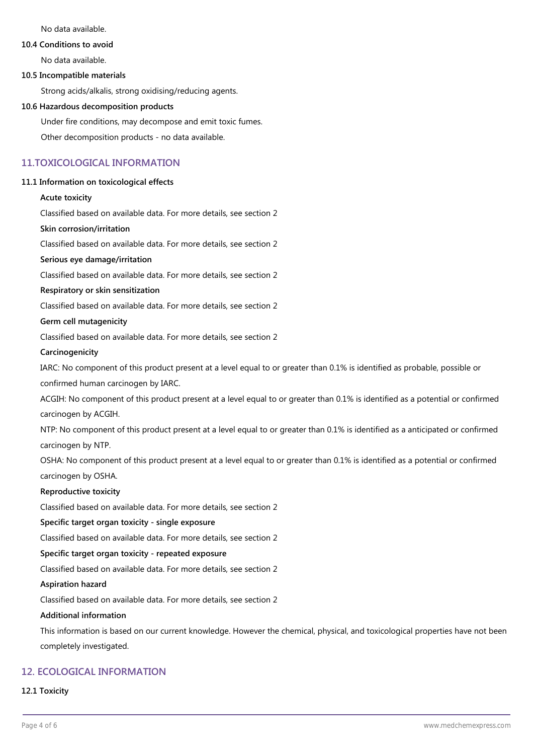No data available.

**10.4 Conditions to avoid**

No data available.

**10.5 Incompatible materials**

Strong acids/alkalis, strong oxidising/reducing agents.

**10.6 Hazardous decomposition products**

Under fire conditions, may decompose and emit toxic fumes.

Other decomposition products - no data available.

## 11.TOXICOLOGICAL INFORMATION

**11.1 Information on toxicological effects**

**Acute toxicity**

Classified based on available data. For more details, see section 2

**Skin corrosion/irritation**

Classified based on available data. For more details, see section 2

**Serious eye damage/irritation**

Classified based on available data. For more details, see section 2

**Respiratory or skin sensitization**

Classified based on available data. For more details, see section 2

**Germ cell mutagenicity**

Classified based on available data. For more details, see section 2

**Carcinogenicity**

IARC: No component of this product present at a level equal to or greater than 0.1% is identified as probable, possible or confirmed human carcinogen by IARC.

ACGIH: No component of this product present at a level equal to or greater than 0.1% is identified as a potential or confirmed carcinogen by ACGIH.

NTP: No component of this product present at a level equal to or greater than 0.1% is identified as a anticipated or confirmed carcinogen by NTP.

OSHA: No component of this product present at a level equal to or greater than 0.1% is identified as a potential or confirmed carcinogen by OSHA.

**Reproductive toxicity**

Classified based on available data. For more details, see section 2

**Specific target organ toxicity - single exposure**

Classified based on available data. For more details, see section 2

**Specific target organ toxicity - repeated exposure**

Classified based on available data. For more details, see section 2

**Aspiration hazard**

Classified based on available data. For more details, see section 2

**Additional information**

This information is based on our current knowledge. However the chemical, physical, and toxicological properties have not been completely investigated.

## 12. ECOLOGICAL INFORMATION

**12.1 Toxicity**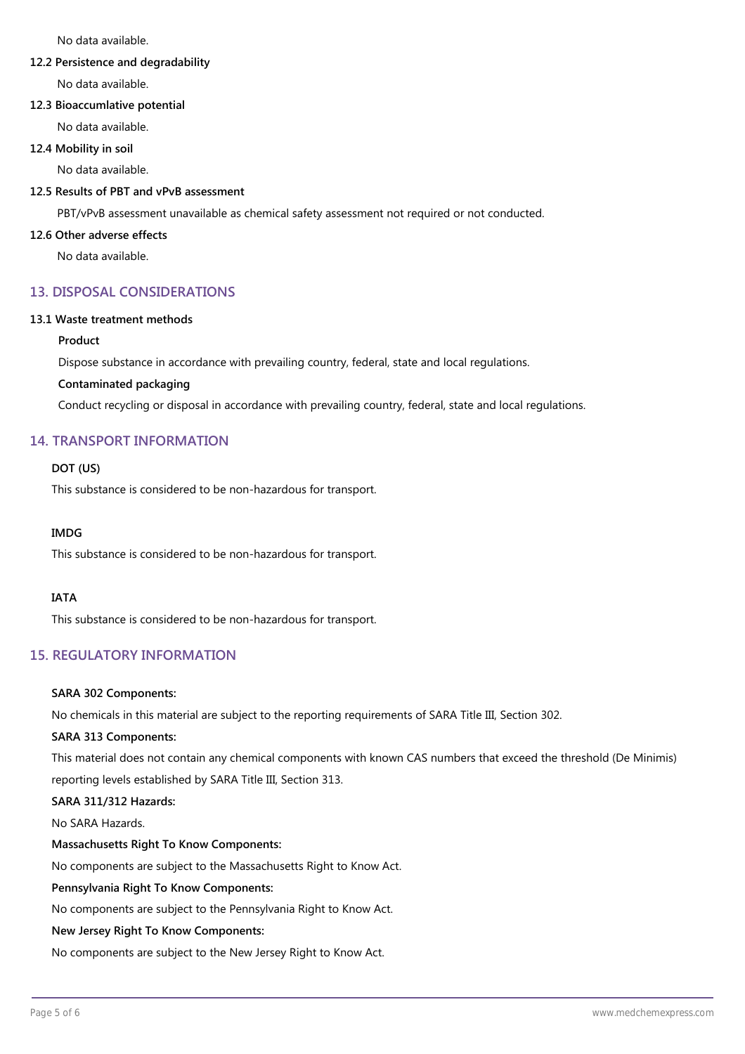No data available.

### 12.2 Persistence and degradability

No data available.

### 12.3 Bioaccumlative potential

No data available.

### 12.4 Mobility in soil

No data available.

### 12.5 Results of PBT and vPvB assessment

PBT/vPvB assessment unavailable as chemical safety assessment not required or not conducted.

### 12.6 Other adverse effects

No data available.

## 13. DISPOSAL CONSIDERATIONS

### 13.1 Waste treatment methods

**Product**

Dispose substance in accordance with prevailing country, federal, state and local regulations.

**Contaminated packaging**

Conduct recycling or disposal in accordance with prevailing country, federal, state and local regulations.

## 14. TRANSPORT INFORMATION

**DOT (US)**

This substance is considered to be non-hazardous for transport.

**IMDG**

This substance is considered to be non-hazardous for transport.

**IATA**

This substance is considered to be non-hazardous for transport.

## 15. REGULATORY INFORMATION

**SARA 302 Components:**

No chemicals in this material are subject to the reporting requirements of SARA Title III, Section 302.

**SARA 313 Components:**

This material does not contain any chemical components with known CAS numbers that exceed the threshold (De Minimis) reporting levels established by SARA Title III, Section 313.

**SARA 311/312 Hazards:**

No SARA Hazards.

**Massachusetts Right To Know Components:**

No components are subject to the Massachusetts Right to Know Act.

**Pennsylvania Right To Know Components:**

No components are subject to the Pennsylvania Right to Know Act.

**New Jersey Right To Know Components:**

No components are subject to the New Jersey Right to Know Act.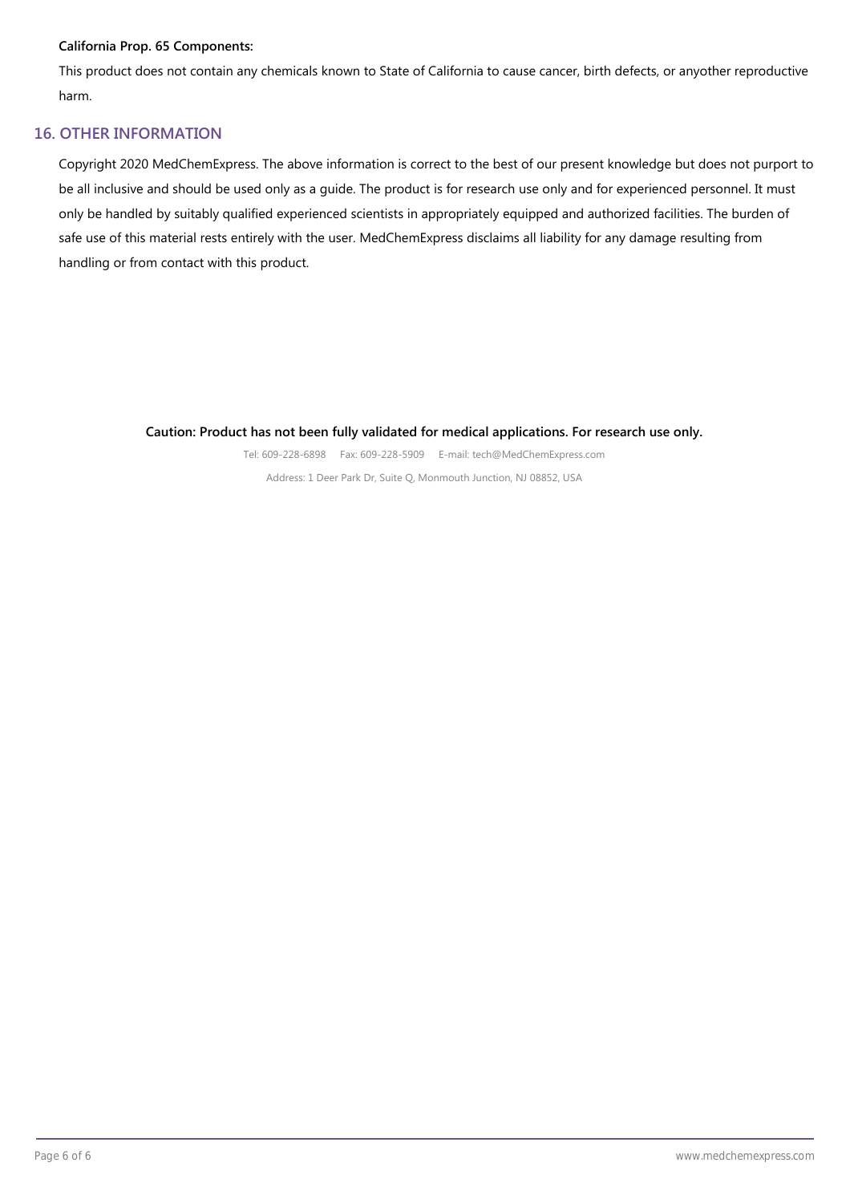**California Prop. 65 Components:**

This product does not contain any chemicals known to State of California to cause cancer, birth defects, or anyother reproductive harm.

## 16. OTHER INFORMATION

Copyright 2020 MedChemExpress. The above information is correct to the best of our present knowledge but does not purport to be all inclusive and should be used only as a guide. The product is for research use only and for experienced personnel. It must only be handled by suitably qualified experienced scientists in appropriately equipped and authorized facilities. The burden of safe use of this material rests entirely with the user. MedChemExpress disclaims all liability for any damage resulting from handling or from contact with this product.

**Caution: Product has not been fully validated for medical applications. For research use only.**

Tel: 609-228-6898 Fax: 609-228-5909 E-mail: tech@MedChemExpress.com

Address: 1 Deer Park Dr, Suite Q, Monmouth Junction, NJ 08852, USA